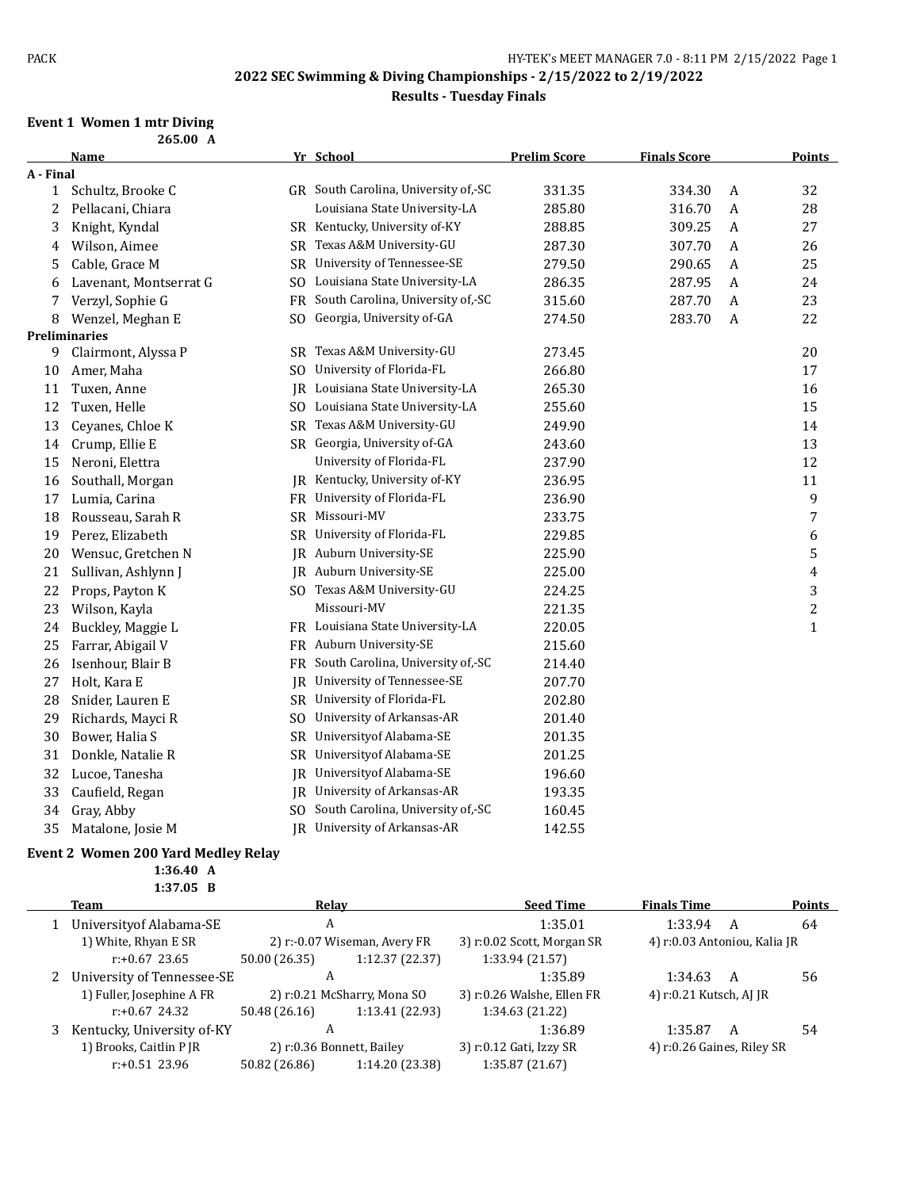## 2022 SEC Swimming & Diving Championships - 2/15/2022 to 2/19/2022

### Results - Tuesday Finals

**Event 1 Women 1 mtr Diving**

265.00 A

| | Name | Yr | School | Prelim Score | Finals Score | | Points |
|---|---|---|---|---|---|---|---|
| **A - Final** | | | | | | | |
| 1 | Schultz, Brooke C | GR | South Carolina, University of,-SC | 331.35 | 334.30 | A | 32 |
| 2 | Pellacani, Chiara | | Louisiana State University-LA | 285.80 | 316.70 | A | 28 |
| 3 | Knight, Kyndal | SR | Kentucky, University of-KY | 288.85 | 309.25 | A | 27 |
| 4 | Wilson, Aimee | SR | Texas A&M University-GU | 287.30 | 307.70 | A | 26 |
| 5 | Cable, Grace M | SR | University of Tennessee-SE | 279.50 | 290.65 | A | 25 |
| 6 | Lavenant, Montserrat G | SO | Louisiana State University-LA | 286.35 | 287.95 | A | 24 |
| 7 | Verzyl, Sophie G | FR | South Carolina, University of,-SC | 315.60 | 287.70 | A | 23 |
| 8 | Wenzel, Meghan E | SO | Georgia, University of-GA | 274.50 | 283.70 | A | 22 |
| **Preliminaries** | | | | | | | |
| 9 | Clairmont, Alyssa P | SR | Texas A&M University-GU | 273.45 | | | 20 |
| 10 | Amer, Maha | SO | University of Florida-FL | 266.80 | | | 17 |
| 11 | Tuxen, Anne | JR | Louisiana State University-LA | 265.30 | | | 16 |
| 12 | Tuxen, Helle | SO | Louisiana State University-LA | 255.60 | | | 15 |
| 13 | Ceyanes, Chloe K | SR | Texas A&M University-GU | 249.90 | | | 14 |
| 14 | Crump, Ellie E | SR | Georgia, University of-GA | 243.60 | | | 13 |
| 15 | Neroni, Elettra | | University of Florida-FL | 237.90 | | | 12 |
| 16 | Southall, Morgan | JR | Kentucky, University of-KY | 236.95 | | | 11 |
| 17 | Lumia, Carina | FR | University of Florida-FL | 236.90 | | | 9 |
| 18 | Rousseau, Sarah R | SR | Missouri-MV | 233.75 | | | 7 |
| 19 | Perez, Elizabeth | SR | University of Florida-FL | 229.85 | | | 6 |
| 20 | Wensuc, Gretchen N | JR | Auburn University-SE | 225.90 | | | 5 |
| 21 | Sullivan, Ashlynn J | JR | Auburn University-SE | 225.00 | | | 4 |
| 22 | Props, Payton K | SO | Texas A&M University-GU | 224.25 | | | 3 |
| 23 | Wilson, Kayla | | Missouri-MV | 221.35 | | | 2 |
| 24 | Buckley, Maggie L | FR | Louisiana State University-LA | 220.05 | | | 1 |
| 25 | Farrar, Abigail V | FR | Auburn University-SE | 215.60 | | | |
| 26 | Isenhour, Blair B | FR | South Carolina, University of,-SC | 214.40 | | | |
| 27 | Holt, Kara E | JR | University of Tennessee-SE | 207.70 | | | |
| 28 | Snider, Lauren E | SR | University of Florida-FL | 202.80 | | | |
| 29 | Richards, Mayci R | SO | University of Arkansas-AR | 201.40 | | | |
| 30 | Bower, Halia S | SR | Universityof Alabama-SE | 201.35 | | | |
| 31 | Donkle, Natalie R | SR | Universityof Alabama-SE | 201.25 | | | |
| 32 | Lucoe, Tanesha | JR | Universityof Alabama-SE | 196.60 | | | |
| 33 | Caufield, Regan | JR | University of Arkansas-AR | 193.35 | | | |
| 34 | Gray, Abby | SO | South Carolina, University of,-SC | 160.45 | | | |
| 35 | Matalone, Josie M | JR | University of Arkansas-AR | 142.55 | | | |

**Event 2 Women 200 Yard Medley Relay**

1:36.40 A
1:37.05 B

| | Team | Relay | | Seed Time | Finals Time | | Points |
|---|---|---|---|---|---|---|---|
| 1 | Universityof Alabama-SE | A | | 1:35.01 | 1:33.94 | A | 64 |
| | 1) White, Rhyan E SR | 2) r:-0.07 Wiseman, Avery FR | | 3) r:0.02 Scott, Morgan SR | 4) r:0.03 Antoniou, Kalia JR | | |
| | r:+0.67 23.65 | 50.00 (26.35) | 1:12.37 (22.37) | 1:33.94 (21.57) | | | |
| 2 | University of Tennessee-SE | A | | 1:35.89 | 1:34.63 | A | 56 |
| | 1) Fuller, Josephine A FR | 2) r:0.21 McSharry, Mona SO | | 3) r:0.26 Walshe, Ellen FR | 4) r:0.21 Kutsch, AJ JR | | |
| | r:+0.67 24.32 | 50.48 (26.16) | 1:13.41 (22.93) | 1:34.63 (21.22) | | | |
| 3 | Kentucky, University of-KY | A | | 1:36.89 | 1:35.87 | A | 54 |
| | 1) Brooks, Caitlin P JR | 2) r:0.36 Bonnett, Bailey | | 3) r:0.12 Gati, Izzy SR | 4) r:0.26 Gaines, Riley SR | | |
| | r:+0.51 23.96 | 50.82 (26.86) | 1:14.20 (23.38) | 1:35.87 (21.67) | | | |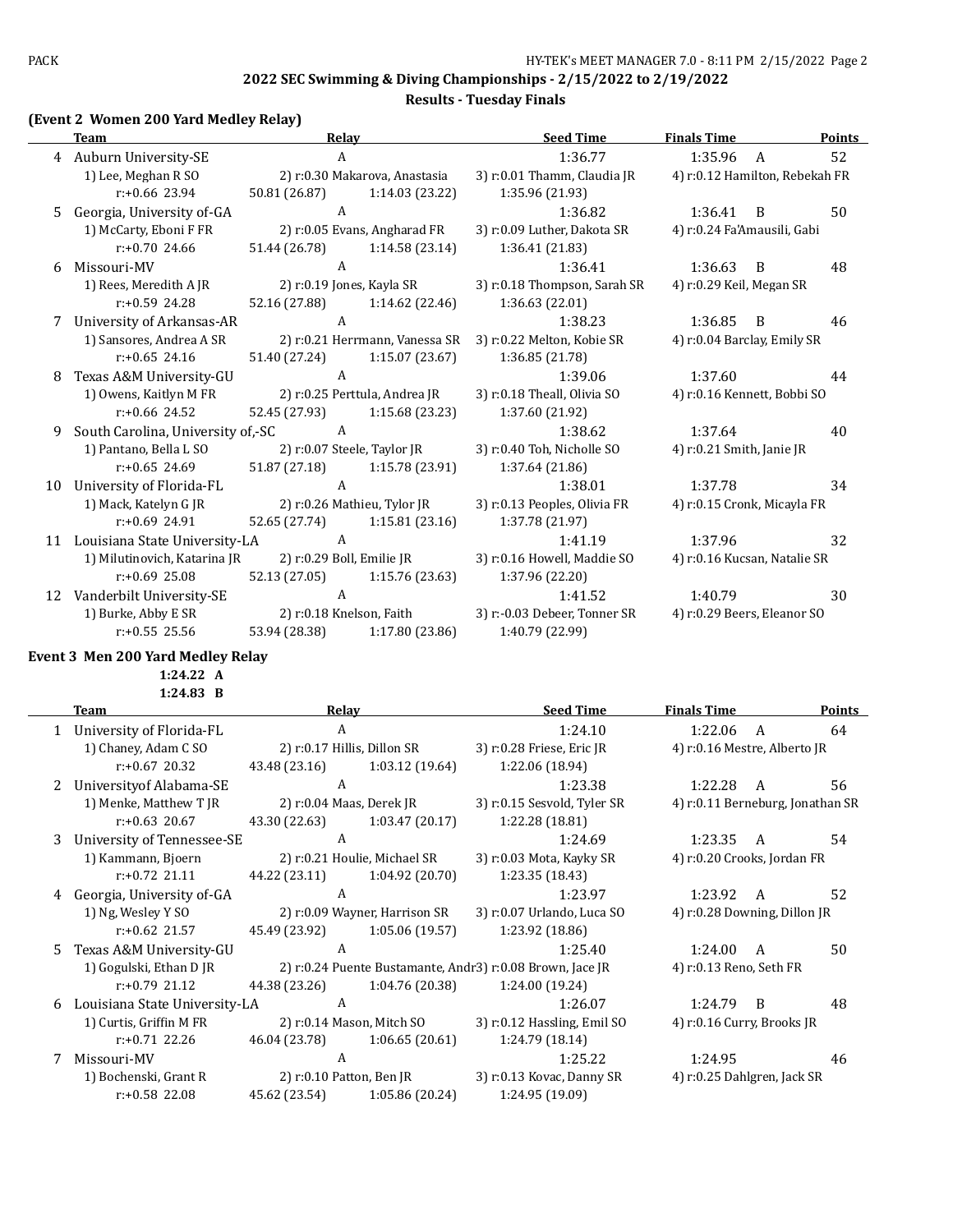## 2022 SEC Swimming & Diving Championships - 2/15/2022 to 2/19/2022

### Results - Tuesday Finals

**(Event 2 Women 200 Yard Medley Relay)**

| | Team | Relay | | Seed Time | Finals Time | | Points |
|---|---|---|---|---|---|---|---|
| 4 | Auburn University-SE | A | | 1:36.77 | 1:35.96 | A | 52 |
| | 1) Lee, Meghan R SO | 2) r:0.30 Makarova, Anastasia | | 3) r:0.01 Thamm, Claudia JR | 4) r:0.12 Hamilton, Rebekah FR | | |
| | r:+0.66 23.94 | 50.81 (26.87) | 1:14.03 (23.22) | 1:35.96 (21.93) | | | |
| 5 | Georgia, University of-GA | A | | 1:36.82 | 1:36.41 | B | 50 |
| | 1) McCarty, Eboni F FR | 2) r:0.05 Evans, Angharad FR | | 3) r:0.09 Luther, Dakota SR | 4) r:0.24 Fa'Amausili, Gabi | | |
| | r:+0.70 24.66 | 51.44 (26.78) | 1:14.58 (23.14) | 1:36.41 (21.83) | | | |
| 6 | Missouri-MV | A | | 1:36.41 | 1:36.63 | B | 48 |
| | 1) Rees, Meredith A JR | 2) r:0.19 Jones, Kayla SR | | 3) r:0.18 Thompson, Sarah SR | 4) r:0.29 Keil, Megan SR | | |
| | r:+0.59 24.28 | 52.16 (27.88) | 1:14.62 (22.46) | 1:36.63 (22.01) | | | |
| 7 | University of Arkansas-AR | A | | 1:38.23 | 1:36.85 | B | 46 |
| | 1) Sansores, Andrea A SR | 2) r:0.21 Herrmann, Vanessa SR | | 3) r:0.22 Melton, Kobie SR | 4) r:0.04 Barclay, Emily SR | | |
| | r:+0.65 24.16 | 51.40 (27.24) | 1:15.07 (23.67) | 1:36.85 (21.78) | | | |
| 8 | Texas A&M University-GU | A | | 1:39.06 | 1:37.60 | | 44 |
| | 1) Owens, Kaitlyn M FR | 2) r:0.25 Perttula, Andrea JR | | 3) r:0.18 Theall, Olivia SO | 4) r:0.16 Kennett, Bobbi SO | | |
| | r:+0.66 24.52 | 52.45 (27.93) | 1:15.68 (23.23) | 1:37.60 (21.92) | | | |
| 9 | South Carolina, University of,-SC | A | | 1:38.62 | 1:37.64 | | 40 |
| | 1) Pantano, Bella L SO | 2) r:0.07 Steele, Taylor JR | | 3) r:0.40 Toh, Nicholle SO | 4) r:0.21 Smith, Janie JR | | |
| | r:+0.65 24.69 | 51.87 (27.18) | 1:15.78 (23.91) | 1:37.64 (21.86) | | | |
| 10 | University of Florida-FL | A | | 1:38.01 | 1:37.78 | | 34 |
| | 1) Mack, Katelyn G JR | 2) r:0.26 Mathieu, Tylor JR | | 3) r:0.13 Peoples, Olivia FR | 4) r:0.15 Cronk, Micayla FR | | |
| | r:+0.69 24.91 | 52.65 (27.74) | 1:15.81 (23.16) | 1:37.78 (21.97) | | | |
| 11 | Louisiana State University-LA | A | | 1:41.19 | 1:37.96 | | 32 |
| | 1) Milutinovich, Katarina JR | 2) r:0.29 Boll, Emilie JR | | 3) r:0.16 Howell, Maddie SO | 4) r:0.16 Kucsan, Natalie SR | | |
| | r:+0.69 25.08 | 52.13 (27.05) | 1:15.76 (23.63) | 1:37.96 (22.20) | | | |
| 12 | Vanderbilt University-SE | A | | 1:41.52 | 1:40.79 | | 30 |
| | 1) Burke, Abby E SR | 2) r:0.18 Knelson, Faith | | 3) r:-0.03 Debeer, Tonner SR | 4) r:0.29 Beers, Eleanor SO | | |
| | r:+0.55 25.56 | 53.94 (28.38) | 1:17.80 (23.86) | 1:40.79 (22.99) | | | |

**Event 3 Men 200 Yard Medley Relay**

1:24.22 A
1:24.83 B

| | Team | Relay | | Seed Time | Finals Time | | Points |
|---|---|---|---|---|---|---|---|
| 1 | University of Florida-FL | A | | 1:24.10 | 1:22.06 | A | 64 |
| | 1) Chaney, Adam C SO | 2) r:0.17 Hillis, Dillon SR | | 3) r:0.28 Friese, Eric JR | 4) r:0.16 Mestre, Alberto JR | | |
| | r:+0.67 20.32 | 43.48 (23.16) | 1:03.12 (19.64) | 1:22.06 (18.94) | | | |
| 2 | Universityof Alabama-SE | A | | 1:23.38 | 1:22.28 | A | 56 |
| | 1) Menke, Matthew T JR | 2) r:0.04 Maas, Derek JR | | 3) r:0.15 Sesvold, Tyler SR | 4) r:0.11 Berneburg, Jonathan SR | | |
| | r:+0.63 20.67 | 43.30 (22.63) | 1:03.47 (20.17) | 1:22.28 (18.81) | | | |
| 3 | University of Tennessee-SE | A | | 1:24.69 | 1:23.35 | A | 54 |
| | 1) Kammann, Bjoern | 2) r:0.21 Houlie, Michael SR | | 3) r:0.03 Mota, Kayky SR | 4) r:0.20 Crooks, Jordan FR | | |
| | r:+0.72 21.11 | 44.22 (23.11) | 1:04.92 (20.70) | 1:23.35 (18.43) | | | |
| 4 | Georgia, University of-GA | A | | 1:23.97 | 1:23.92 | A | 52 |
| | 1) Ng, Wesley Y SO | 2) r:0.09 Wayner, Harrison SR | | 3) r:0.07 Urlando, Luca SO | 4) r:0.28 Downing, Dillon JR | | |
| | r:+0.62 21.57 | 45.49 (23.92) | 1:05.06 (19.57) | 1:23.92 (18.86) | | | |
| 5 | Texas A&M University-GU | A | | 1:25.40 | 1:24.00 | A | 50 |
| | 1) Gogulski, Ethan D JR | 2) r:0.24 Puente Bustamante, Andr | | 3) r:0.08 Brown, Jace JR | 4) r:0.13 Reno, Seth FR | | |
| | r:+0.79 21.12 | 44.38 (23.26) | 1:04.76 (20.38) | 1:24.00 (19.24) | | | |
| 6 | Louisiana State University-LA | A | | 1:26.07 | 1:24.79 | B | 48 |
| | 1) Curtis, Griffin M FR | 2) r:0.14 Mason, Mitch SO | | 3) r:0.12 Hassling, Emil SO | 4) r:0.16 Curry, Brooks JR | | |
| | r:+0.71 22.26 | 46.04 (23.78) | 1:06.65 (20.61) | 1:24.79 (18.14) | | | |
| 7 | Missouri-MV | A | | 1:25.22 | 1:24.95 | | 46 |
| | 1) Bochenski, Grant R | 2) r:0.10 Patton, Ben JR | | 3) r:0.13 Kovac, Danny SR | 4) r:0.25 Dahlgren, Jack SR | | |
| | r:+0.58 22.08 | 45.62 (23.54) | 1:05.86 (20.24) | 1:24.95 (19.09) | | | |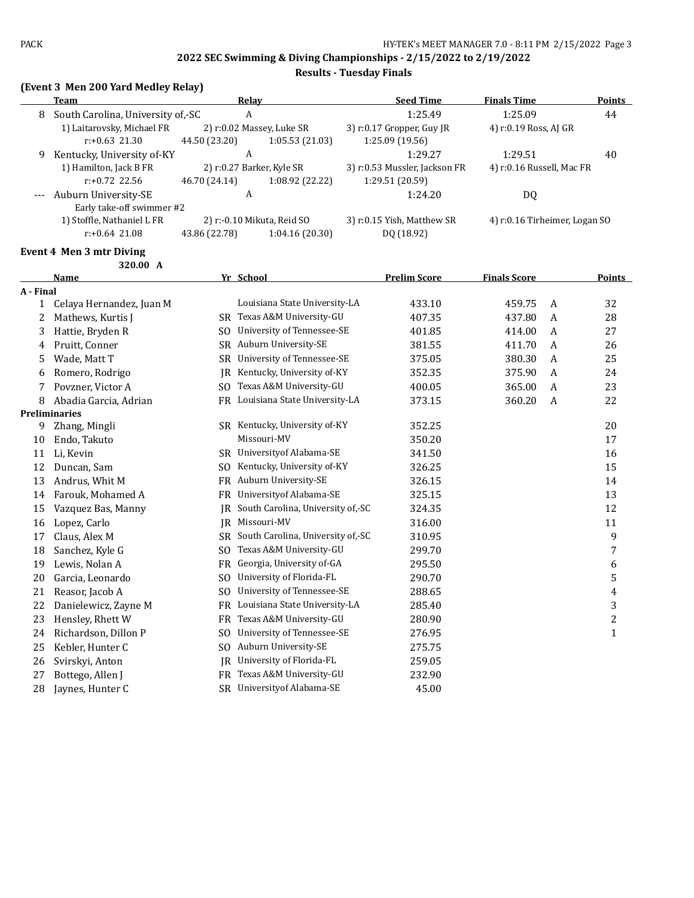## 2022 SEC Swimming & Diving Championships - 2/15/2022 to 2/19/2022

### Results - Tuesday Finals

### (Event 3 Men 200 Yard Medley Relay)

| | Team | Relay | Seed Time | Finals Time | Points |
|---|---|---|---|---|---|
| 8 | South Carolina, University of,-SC | A | 1:25.49 | 1:25.09 | 44 |
| | 1) Laitarovsky, Michael FR<br>r:+0.63 21.30 | 2) r:0.02 Massey, Luke SR<br>44.50 (23.20) 1:05.53 (21.03) | 3) r:0.17 Gropper, Guy JR<br>1:25.09 (19.56) | 4) r:0.19 Ross, AJ GR | |
| 9 | Kentucky, University of-KY | A | 1:29.27 | 1:29.51 | 40 |
| | 1) Hamilton, Jack B FR<br>r:+0.72 22.56 | 2) r:0.27 Barker, Kyle SR<br>46.70 (24.14) 1:08.92 (22.22) | 3) r:0.53 Mussler, Jackson FR<br>1:29.51 (20.59) | 4) r:0.16 Russell, Mac FR | |
| --- | Auburn University-SE | A | 1:24.20 | DQ | |
| | Early take-off swimmer #2 | | | | |
| | 1) Stoffle, Nathaniel L FR<br>r:+0.64 21.08 | 2) r:-0.10 Mikuta, Reid SO<br>43.86 (22.78) 1:04.16 (20.30) | 3) r:0.15 Yish, Matthew SR<br>DQ (18.92) | 4) r:0.16 Tirheimer, Logan SO | |

### Event 4 Men 3 mtr Diving

320.00 A

| | Name | Yr | School | Prelim Score | Finals Score | | Points |
|---|---|---|---|---|---|---|---|
| **A - Final** | | | | | | | |
| 1 | Celaya Hernandez, Juan M | | Louisiana State University-LA | 433.10 | 459.75 | A | 32 |
| 2 | Mathews, Kurtis J | SR | Texas A&M University-GU | 407.35 | 437.80 | A | 28 |
| 3 | Hattie, Bryden R | SO | University of Tennessee-SE | 401.85 | 414.00 | A | 27 |
| 4 | Pruitt, Conner | SR | Auburn University-SE | 381.55 | 411.70 | A | 26 |
| 5 | Wade, Matt T | SR | University of Tennessee-SE | 375.05 | 380.30 | A | 25 |
| 6 | Romero, Rodrigo | JR | Kentucky, University of-KY | 352.35 | 375.90 | A | 24 |
| 7 | Povzner, Victor A | SO | Texas A&M University-GU | 400.05 | 365.00 | A | 23 |
| 8 | Abadia Garcia, Adrian | FR | Louisiana State University-LA | 373.15 | 360.20 | A | 22 |
| **Preliminaries** | | | | | | | |
| 9 | Zhang, Mingli | SR | Kentucky, University of-KY | 352.25 | | | 20 |
| 10 | Endo, Takuto | | Missouri-MV | 350.20 | | | 17 |
| 11 | Li, Kevin | SR | Universityof Alabama-SE | 341.50 | | | 16 |
| 12 | Duncan, Sam | SO | Kentucky, University of-KY | 326.25 | | | 15 |
| 13 | Andrus, Whit M | FR | Auburn University-SE | 326.15 | | | 14 |
| 14 | Farouk, Mohamed A | FR | Universityof Alabama-SE | 325.15 | | | 13 |
| 15 | Vazquez Bas, Manny | JR | South Carolina, University of,-SC | 324.35 | | | 12 |
| 16 | Lopez, Carlo | JR | Missouri-MV | 316.00 | | | 11 |
| 17 | Claus, Alex M | SR | South Carolina, University of,-SC | 310.95 | | | 9 |
| 18 | Sanchez, Kyle G | SO | Texas A&M University-GU | 299.70 | | | 7 |
| 19 | Lewis, Nolan A | FR | Georgia, University of-GA | 295.50 | | | 6 |
| 20 | Garcia, Leonardo | SO | University of Florida-FL | 290.70 | | | 5 |
| 21 | Reasor, Jacob A | SO | University of Tennessee-SE | 288.65 | | | 4 |
| 22 | Danielewicz, Zayne M | FR | Louisiana State University-LA | 285.40 | | | 3 |
| 23 | Hensley, Rhett W | FR | Texas A&M University-GU | 280.90 | | | 2 |
| 24 | Richardson, Dillon P | SO | University of Tennessee-SE | 276.95 | | | 1 |
| 25 | Kebler, Hunter C | SO | Auburn University-SE | 275.75 | | | |
| 26 | Svirskyi, Anton | JR | University of Florida-FL | 259.05 | | | |
| 27 | Bottego, Allen J | FR | Texas A&M University-GU | 232.90 | | | |
| 28 | Jaynes, Hunter C | SR | Universityof Alabama-SE | 45.00 | | | |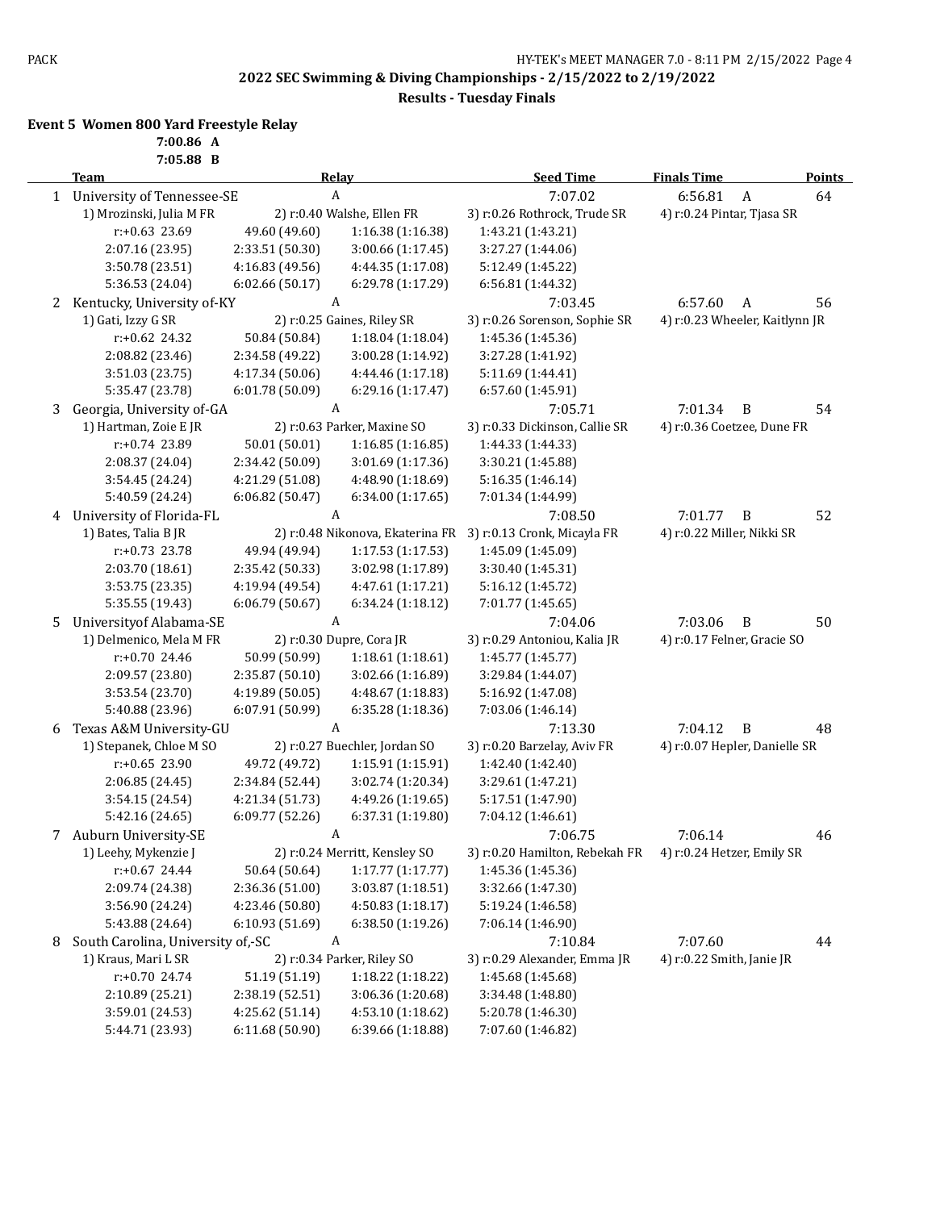## 2022 SEC Swimming & Diving Championships - 2/15/2022 to 2/19/2022

### Results - Tuesday Finals

**Event 5 Women 800 Yard Freestyle Relay**

**7:00.86 A**
**7:05.88 B**

| | Team | Relay | Seed Time | Finals Time | | Points |
|---|---|---|---|---|---|---|
| 1 | University of Tennessee-SE | A | 7:07.02 | 6:56.81 | A | 64 |
| | 1) Mrozinski, Julia M FR | 2) r:0.40 Walshe, Ellen FR | 3) r:0.26 Rothrock, Trude SR | 4) r:0.24 Pintar, Tjasa SR | | |
| | r:+0.63 23.69 | 49.60 (49.60) | 1:16.38 (1:16.38) | 1:43.21 (1:43.21) | | |
| | 2:07.16 (23.95) | 2:33.51 (50.30) | 3:00.66 (1:17.45) | 3:27.27 (1:44.06) | | |
| | 3:50.78 (23.51) | 4:16.83 (49.56) | 4:44.35 (1:17.08) | 5:12.49 (1:45.22) | | |
| | 5:36.53 (24.04) | 6:02.66 (50.17) | 6:29.78 (1:17.29) | 6:56.81 (1:44.32) | | |
| 2 | Kentucky, University of-KY | A | 7:03.45 | 6:57.60 | A | 56 |
| | 1) Gati, Izzy G SR | 2) r:0.25 Gaines, Riley SR | 3) r:0.26 Sorenson, Sophie SR | 4) r:0.23 Wheeler, Kaitlynn JR | | |
| | r:+0.62 24.32 | 50.84 (50.84) | 1:18.04 (1:18.04) | 1:45.36 (1:45.36) | | |
| | 2:08.82 (23.46) | 2:34.58 (49.22) | 3:00.28 (1:14.92) | 3:27.28 (1:41.92) | | |
| | 3:51.03 (23.75) | 4:17.34 (50.06) | 4:44.46 (1:17.18) | 5:11.69 (1:44.41) | | |
| | 5:35.47 (23.78) | 6:01.78 (50.09) | 6:29.16 (1:17.47) | 6:57.60 (1:45.91) | | |
| 3 | Georgia, University of-GA | A | 7:05.71 | 7:01.34 | B | 54 |
| | 1) Hartman, Zoie E JR | 2) r:0.63 Parker, Maxine SO | 3) r:0.33 Dickinson, Callie SR | 4) r:0.36 Coetzee, Dune FR | | |
| | r:+0.74 23.89 | 50.01 (50.01) | 1:16.85 (1:16.85) | 1:44.33 (1:44.33) | | |
| | 2:08.37 (24.04) | 2:34.42 (50.09) | 3:01.69 (1:17.36) | 3:30.21 (1:45.88) | | |
| | 3:54.45 (24.24) | 4:21.29 (51.08) | 4:48.90 (1:18.69) | 5:16.35 (1:46.14) | | |
| | 5:40.59 (24.24) | 6:06.82 (50.47) | 6:34.00 (1:17.65) | 7:01.34 (1:44.99) | | |
| 4 | University of Florida-FL | A | 7:08.50 | 7:01.77 | B | 52 |
| | 1) Bates, Talia B JR | 2) r:0.48 Nikonova, Ekaterina FR | 3) r:0.13 Cronk, Micayla FR | 4) r:0.22 Miller, Nikki SR | | |
| | r:+0.73 23.78 | 49.94 (49.94) | 1:17.53 (1:17.53) | 1:45.09 (1:45.09) | | |
| | 2:03.70 (18.61) | 2:35.42 (50.33) | 3:02.98 (1:17.89) | 3:30.40 (1:45.31) | | |
| | 3:53.75 (23.35) | 4:19.94 (49.54) | 4:47.61 (1:17.21) | 5:16.12 (1:45.72) | | |
| | 5:35.55 (19.43) | 6:06.79 (50.67) | 6:34.24 (1:18.12) | 7:01.77 (1:45.65) | | |
| 5 | Universityof Alabama-SE | A | 7:04.06 | 7:03.06 | B | 50 |
| | 1) Delmenico, Mela M FR | 2) r:0.30 Dupre, Cora JR | 3) r:0.29 Antoniou, Kalia JR | 4) r:0.17 Felner, Gracie SO | | |
| | r:+0.70 24.46 | 50.99 (50.99) | 1:18.61 (1:18.61) | 1:45.77 (1:45.77) | | |
| | 2:09.57 (23.80) | 2:35.87 (50.10) | 3:02.66 (1:16.89) | 3:29.84 (1:44.07) | | |
| | 3:53.54 (23.70) | 4:19.89 (50.05) | 4:48.67 (1:18.83) | 5:16.92 (1:47.08) | | |
| | 5:40.88 (23.96) | 6:07.91 (50.99) | 6:35.28 (1:18.36) | 7:03.06 (1:46.14) | | |
| 6 | Texas A&M University-GU | A | 7:13.30 | 7:04.12 | B | 48 |
| | 1) Stepanek, Chloe M SO | 2) r:0.27 Buechler, Jordan SO | 3) r:0.20 Barzelay, Aviv FR | 4) r:0.07 Hepler, Danielle SR | | |
| | r:+0.65 23.90 | 49.72 (49.72) | 1:15.91 (1:15.91) | 1:42.40 (1:42.40) | | |
| | 2:06.85 (24.45) | 2:34.84 (52.44) | 3:02.74 (1:20.34) | 3:29.61 (1:47.21) | | |
| | 3:54.15 (24.54) | 4:21.34 (51.73) | 4:49.26 (1:19.65) | 5:17.51 (1:47.90) | | |
| | 5:42.16 (24.65) | 6:09.77 (52.26) | 6:37.31 (1:19.80) | 7:04.12 (1:46.61) | | |
| 7 | Auburn University-SE | A | 7:06.75 | 7:06.14 | | 46 |
| | 1) Leehy, Mykenzie J | 2) r:0.24 Merritt, Kensley SO | 3) r:0.20 Hamilton, Rebekah FR | 4) r:0.24 Hetzer, Emily SR | | |
| | r:+0.67 24.44 | 50.64 (50.64) | 1:17.77 (1:17.77) | 1:45.36 (1:45.36) | | |
| | 2:09.74 (24.38) | 2:36.36 (51.00) | 3:03.87 (1:18.51) | 3:32.66 (1:47.30) | | |
| | 3:56.90 (24.24) | 4:23.46 (50.80) | 4:50.83 (1:18.17) | 5:19.24 (1:46.58) | | |
| | 5:43.88 (24.64) | 6:10.93 (51.69) | 6:38.50 (1:19.26) | 7:06.14 (1:46.90) | | |
| 8 | South Carolina, University of,-SC | A | 7:10.84 | 7:07.60 | | 44 |
| | 1) Kraus, Mari L SR | 2) r:0.34 Parker, Riley SO | 3) r:0.29 Alexander, Emma JR | 4) r:0.22 Smith, Janie JR | | |
| | r:+0.70 24.74 | 51.19 (51.19) | 1:18.22 (1:18.22) | 1:45.68 (1:45.68) | | |
| | 2:10.89 (25.21) | 2:38.19 (52.51) | 3:06.36 (1:20.68) | 3:34.48 (1:48.80) | | |
| | 3:59.01 (24.53) | 4:25.62 (51.14) | 4:53.10 (1:18.62) | 5:20.78 (1:46.30) | | |
| | 5:44.71 (23.93) | 6:11.68 (50.90) | 6:39.66 (1:18.88) | 7:07.60 (1:46.82) | | |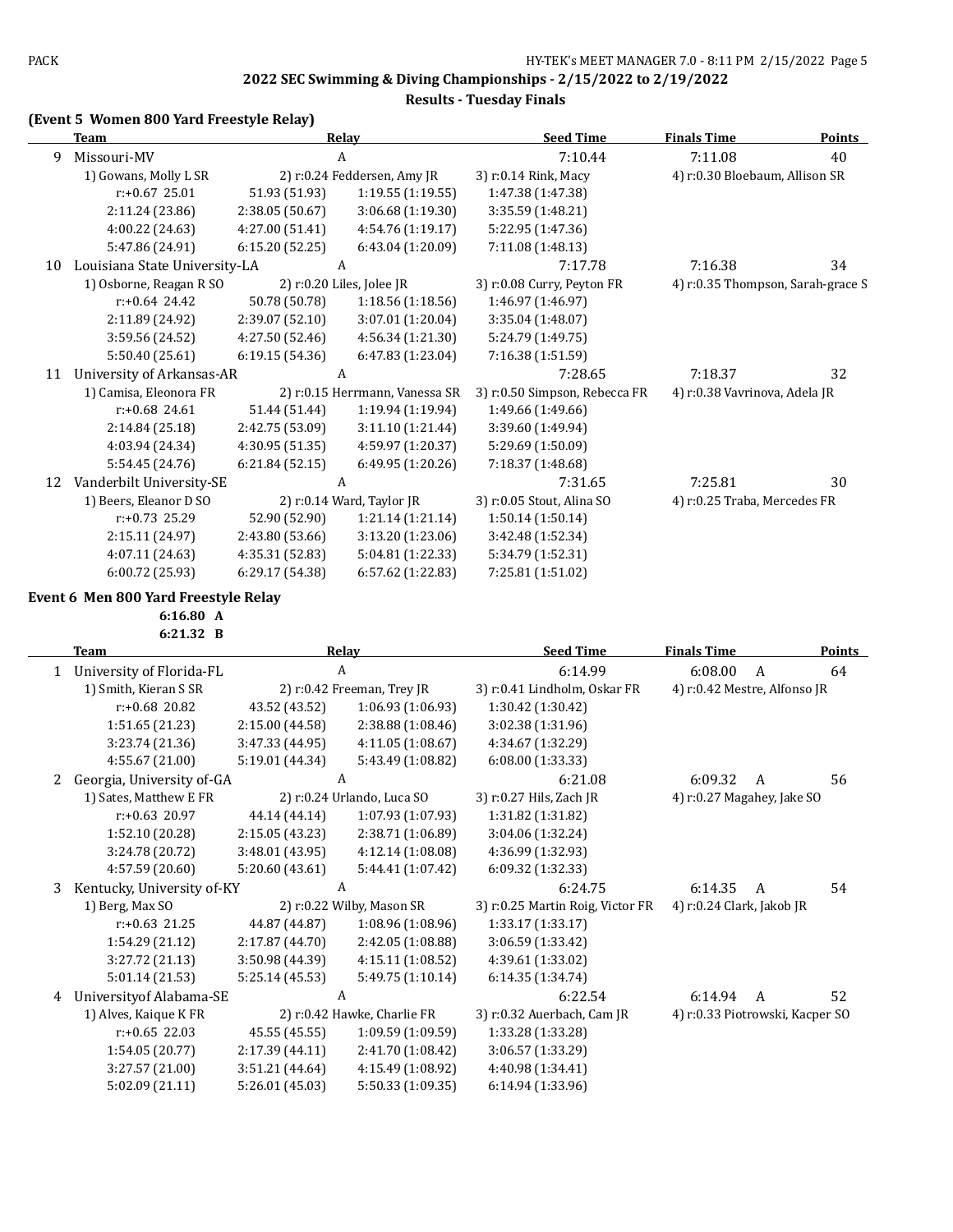## 2022 SEC Swimming & Diving Championships - 2/15/2022 to 2/19/2022

### Results - Tuesday Finals

### (Event 5 Women 800 Yard Freestyle Relay)

| | Team | Relay | Seed Time | Finals Time | Points |
|---|---|---|---|---|---|
| 9 | Missouri-MV | A | 7:10.44 | 7:11.08 | 40 |
| | 1) Gowans, Molly L SR | 2) r:0.24 Feddersen, Amy JR | 3) r:0.14 Rink, Macy | 4) r:0.30 Bloebaum, Allison SR | |
| | r:+0.67 25.01 | 51.93 (51.93) | 1:19.55 (1:19.55) | 1:47.38 (1:47.38) | |
| | 2:11.24 (23.86) | 2:38.05 (50.67) | 3:06.68 (1:19.30) | 3:35.59 (1:48.21) | |
| | 4:00.22 (24.63) | 4:27.00 (51.41) | 4:54.76 (1:19.17) | 5:22.95 (1:47.36) | |
| | 5:47.86 (24.91) | 6:15.20 (52.25) | 6:43.04 (1:20.09) | 7:11.08 (1:48.13) | |
| 10 | Louisiana State University-LA | A | 7:17.78 | 7:16.38 | 34 |
| | 1) Osborne, Reagan R SO | 2) r:0.20 Liles, Jolee JR | 3) r:0.08 Curry, Peyton FR | 4) r:0.35 Thompson, Sarah-grace S | |
| | r:+0.64 24.42 | 50.78 (50.78) | 1:18.56 (1:18.56) | 1:46.97 (1:46.97) | |
| | 2:11.89 (24.92) | 2:39.07 (52.10) | 3:07.01 (1:20.04) | 3:35.04 (1:48.07) | |
| | 3:59.56 (24.52) | 4:27.50 (52.46) | 4:56.34 (1:21.30) | 5:24.79 (1:49.75) | |
| | 5:50.40 (25.61) | 6:19.15 (54.36) | 6:47.83 (1:23.04) | 7:16.38 (1:51.59) | |
| 11 | University of Arkansas-AR | A | 7:28.65 | 7:18.37 | 32 |
| | 1) Camisa, Eleonora FR | 2) r:0.15 Herrmann, Vanessa SR | 3) r:0.50 Simpson, Rebecca FR | 4) r:0.38 Vavrinova, Adela JR | |
| | r:+0.68 24.61 | 51.44 (51.44) | 1:19.94 (1:19.94) | 1:49.66 (1:49.66) | |
| | 2:14.84 (25.18) | 2:42.75 (53.09) | 3:11.10 (1:21.44) | 3:39.60 (1:49.94) | |
| | 4:03.94 (24.34) | 4:30.95 (51.35) | 4:59.97 (1:20.37) | 5:29.69 (1:50.09) | |
| | 5:54.45 (24.76) | 6:21.84 (52.15) | 6:49.95 (1:20.26) | 7:18.37 (1:48.68) | |
| 12 | Vanderbilt University-SE | A | 7:31.65 | 7:25.81 | 30 |
| | 1) Beers, Eleanor D SO | 2) r:0.14 Ward, Taylor JR | 3) r:0.05 Stout, Alina SO | 4) r:0.25 Traba, Mercedes FR | |
| | r:+0.73 25.29 | 52.90 (52.90) | 1:21.14 (1:21.14) | 1:50.14 (1:50.14) | |
| | 2:15.11 (24.97) | 2:43.80 (53.66) | 3:13.20 (1:23.06) | 3:42.48 (1:52.34) | |
| | 4:07.11 (24.63) | 4:35.31 (52.83) | 5:04.81 (1:22.33) | 5:34.79 (1:52.31) | |
| | 6:00.72 (25.93) | 6:29.17 (54.38) | 6:57.62 (1:22.83) | 7:25.81 (1:51.02) | |

### Event 6 Men 800 Yard Freestyle Relay

**6:16.80 A**
**6:21.32 B**

| | Team | Relay | Seed Time | Finals Time | Points |
|---|---|---|---|---|---|
| 1 | University of Florida-FL | A | 6:14.99 | 6:08.00 A | 64 |
| | 1) Smith, Kieran S SR | 2) r:0.42 Freeman, Trey JR | 3) r:0.41 Lindholm, Oskar FR | 4) r:0.42 Mestre, Alfonso JR | |
| | r:+0.68 20.82 | 43.52 (43.52) | 1:06.93 (1:06.93) | 1:30.42 (1:30.42) | |
| | 1:51.65 (21.23) | 2:15.00 (44.58) | 2:38.88 (1:08.46) | 3:02.38 (1:31.96) | |
| | 3:23.74 (21.36) | 3:47.33 (44.95) | 4:11.05 (1:08.67) | 4:34.67 (1:32.29) | |
| | 4:55.67 (21.00) | 5:19.01 (44.34) | 5:43.49 (1:08.82) | 6:08.00 (1:33.33) | |
| 2 | Georgia, University of-GA | A | 6:21.08 | 6:09.32 A | 56 |
| | 1) Sates, Matthew E FR | 2) r:0.24 Urlando, Luca SO | 3) r:0.27 Hils, Zach JR | 4) r:0.27 Magahey, Jake SO | |
| | r:+0.63 20.97 | 44.14 (44.14) | 1:07.93 (1:07.93) | 1:31.82 (1:31.82) | |
| | 1:52.10 (20.28) | 2:15.05 (43.23) | 2:38.71 (1:06.89) | 3:04.06 (1:32.24) | |
| | 3:24.78 (20.72) | 3:48.01 (43.95) | 4:12.14 (1:08.08) | 4:36.99 (1:32.93) | |
| | 4:57.59 (20.60) | 5:20.60 (43.61) | 5:44.41 (1:07.42) | 6:09.32 (1:32.33) | |
| 3 | Kentucky, University of-KY | A | 6:24.75 | 6:14.35 A | 54 |
| | 1) Berg, Max SO | 2) r:0.22 Wilby, Mason SR | 3) r:0.25 Martin Roig, Victor FR | 4) r:0.24 Clark, Jakob JR | |
| | r:+0.63 21.25 | 44.87 (44.87) | 1:08.96 (1:08.96) | 1:33.17 (1:33.17) | |
| | 1:54.29 (21.12) | 2:17.87 (44.70) | 2:42.05 (1:08.88) | 3:06.59 (1:33.42) | |
| | 3:27.72 (21.13) | 3:50.98 (44.39) | 4:15.11 (1:08.52) | 4:39.61 (1:33.02) | |
| | 5:01.14 (21.53) | 5:25.14 (45.53) | 5:49.75 (1:10.14) | 6:14.35 (1:34.74) | |
| 4 | Universityof Alabama-SE | A | 6:22.54 | 6:14.94 A | 52 |
| | 1) Alves, Kaique K FR | 2) r:0.42 Hawke, Charlie FR | 3) r:0.32 Auerbach, Cam JR | 4) r:0.33 Piotrowski, Kacper SO | |
| | r:+0.65 22.03 | 45.55 (45.55) | 1:09.59 (1:09.59) | 1:33.28 (1:33.28) | |
| | 1:54.05 (20.77) | 2:17.39 (44.11) | 2:41.70 (1:08.42) | 3:06.57 (1:33.29) | |
| | 3:27.57 (21.00) | 3:51.21 (44.64) | 4:15.49 (1:08.92) | 4:40.98 (1:34.41) | |
| | 5:02.09 (21.11) | 5:26.01 (45.03) | 5:50.33 (1:09.35) | 6:14.94 (1:33.96) | |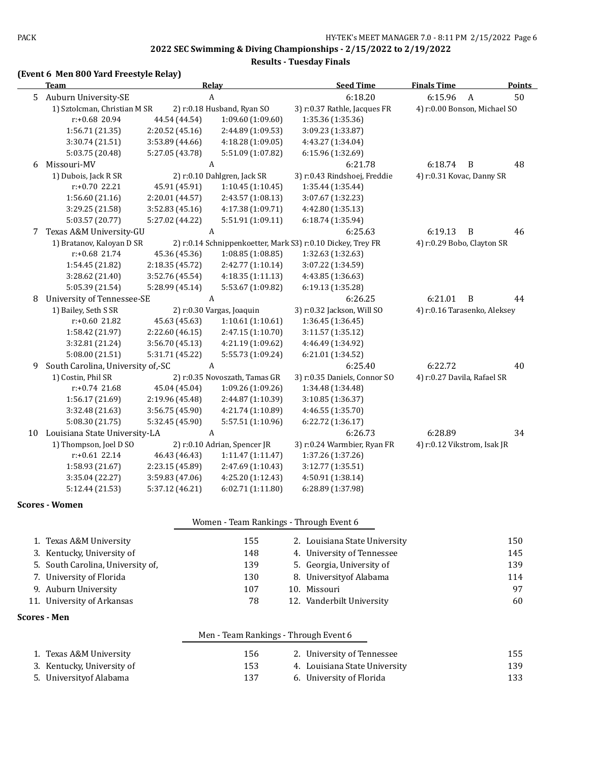## 2022 SEC Swimming & Diving Championships - 2/15/2022 to 2/19/2022

### Results - Tuesday Finals

**(Event 6 Men 800 Yard Freestyle Relay)**

| | Team | Relay | Seed Time | Finals Time | Points |
|---|---|---|---|---|---|
| 5 | Auburn University-SE | A | 6:18.20 | 6:15.96 A | 50 |

1) Sztolcman, Christian M SR  2) r:0.18 Husband, Ryan SO  3) r:0.37 Rathle, Jacques FR  4) r:0.00 Bonson, Michael SO

| | | | |
|---|---|---|---|
| r:+0.68 20.94 | 44.54 (44.54) | 1:09.60 (1:09.60) | 1:35.36 (1:35.36) |
| 1:56.71 (21.35) | 2:20.52 (45.16) | 2:44.89 (1:09.53) | 3:09.23 (1:33.87) |
| 3:30.74 (21.51) | 3:53.89 (44.66) | 4:18.28 (1:09.05) | 4:43.27 (1:34.04) |
| 5:03.75 (20.48) | 5:27.05 (43.78) | 5:51.09 (1:07.82) | 6:15.96 (1:32.69) |

| | Team | Relay | Seed Time | Finals Time | Points |
|---|---|---|---|---|---|
| 6 | Missouri-MV | A | 6:21.78 | 6:18.74 B | 48 |

1) Dubois, Jack R SR  2) r:0.10 Dahlgren, Jack SR  3) r:0.43 Rindshoej, Freddie  4) r:0.31 Kovac, Danny SR

| | | | |
|---|---|---|---|
| r:+0.70 22.21 | 45.91 (45.91) | 1:10.45 (1:10.45) | 1:35.44 (1:35.44) |
| 1:56.60 (21.16) | 2:20.01 (44.57) | 2:43.57 (1:08.13) | 3:07.67 (1:32.23) |
| 3:29.25 (21.58) | 3:52.83 (45.16) | 4:17.38 (1:09.71) | 4:42.80 (1:35.13) |
| 5:03.57 (20.77) | 5:27.02 (44.22) | 5:51.91 (1:09.11) | 6:18.74 (1:35.94) |

| | Team | Relay | Seed Time | Finals Time | Points |
|---|---|---|---|---|---|
| 7 | Texas A&M University-GU | A | 6:25.63 | 6:19.13 B | 46 |

1) Bratanov, Kaloyan D SR  2) r:0.14 Schnippenkoetter, Mark S  3) r:0.10 Dickey, Trey FR  4) r:0.29 Bobo, Clayton SR

| | | | |
|---|---|---|---|
| r:+0.68 21.74 | 45.36 (45.36) | 1:08.85 (1:08.85) | 1:32.63 (1:32.63) |
| 1:54.45 (21.82) | 2:18.35 (45.72) | 2:42.77 (1:10.14) | 3:07.22 (1:34.59) |
| 3:28.62 (21.40) | 3:52.76 (45.54) | 4:18.35 (1:11.13) | 4:43.85 (1:36.63) |
| 5:05.39 (21.54) | 5:28.99 (45.14) | 5:53.67 (1:09.82) | 6:19.13 (1:35.28) |

| | Team | Relay | Seed Time | Finals Time | Points |
|---|---|---|---|---|---|
| 8 | University of Tennessee-SE | A | 6:26.25 | 6:21.01 B | 44 |

1) Bailey, Seth S SR  2) r:0.30 Vargas, Joaquin  3) r:0.32 Jackson, Will SO  4) r:0.16 Tarasenko, Aleksey

| | | | |
|---|---|---|---|
| r:+0.60 21.82 | 45.63 (45.63) | 1:10.61 (1:10.61) | 1:36.45 (1:36.45) |
| 1:58.42 (21.97) | 2:22.60 (46.15) | 2:47.15 (1:10.70) | 3:11.57 (1:35.12) |
| 3:32.81 (21.24) | 3:56.70 (45.13) | 4:21.19 (1:09.62) | 4:46.49 (1:34.92) |
| 5:08.00 (21.51) | 5:31.71 (45.22) | 5:55.73 (1:09.24) | 6:21.01 (1:34.52) |

| | Team | Relay | Seed Time | Finals Time | Points |
|---|---|---|---|---|---|
| 9 | South Carolina, University of,-SC | A | 6:25.40 | 6:22.72 | 40 |

1) Costin, Phil SR  2) r:0.35 Novoszath, Tamas GR  3) r:0.35 Daniels, Connor SO  4) r:0.27 Davila, Rafael SR

| | | | |
|---|---|---|---|
| r:+0.74 21.68 | 45.04 (45.04) | 1:09.26 (1:09.26) | 1:34.48 (1:34.48) |
| 1:56.17 (21.69) | 2:19.96 (45.48) | 2:44.87 (1:10.39) | 3:10.85 (1:36.37) |
| 3:32.48 (21.63) | 3:56.75 (45.90) | 4:21.74 (1:10.89) | 4:46.55 (1:35.70) |
| 5:08.30 (21.75) | 5:32.45 (45.90) | 5:57.51 (1:10.96) | 6:22.72 (1:36.17) |

| | Team | Relay | Seed Time | Finals Time | Points |
|---|---|---|---|---|---|
| 10 | Louisiana State University-LA | A | 6:26.73 | 6:28.89 | 34 |

1) Thompson, Joel D SO  2) r:0.10 Adrian, Spencer JR  3) r:0.24 Warmbier, Ryan FR  4) r:0.12 Vikstrom, Isak JR

| | | | |
|---|---|---|---|
| r:+0.61 22.14 | 46.43 (46.43) | 1:11.47 (1:11.47) | 1:37.26 (1:37.26) |
| 1:58.93 (21.67) | 2:23.15 (45.89) | 2:47.69 (1:10.43) | 3:12.77 (1:35.51) |
| 3:35.04 (22.27) | 3:59.83 (47.06) | 4:25.20 (1:12.43) | 4:50.91 (1:38.14) |
| 5:12.44 (21.53) | 5:37.12 (46.21) | 6:02.71 (1:11.80) | 6:28.89 (1:37.98) |

**Scores - Women**

**Women - Team Rankings - Through Event 6**

| Team | Points | Team | Points |
|---|---|---|---|
| 1. Texas A&M University | 155 | 2. Louisiana State University | 150 |
| 3. Kentucky, University of | 148 | 4. University of Tennessee | 145 |
| 5. South Carolina, University of, | 139 | 5. Georgia, University of | 139 |
| 7. University of Florida | 130 | 8. Universityof Alabama | 114 |
| 9. Auburn University | 107 | 10. Missouri | 97 |
| 11. University of Arkansas | 78 | 12. Vanderbilt University | 60 |

**Scores - Men**

**Men - Team Rankings - Through Event 6**

| Team | Points | Team | Points |
|---|---|---|---|
| 1. Texas A&M University | 156 | 2. University of Tennessee | 155 |
| 3. Kentucky, University of | 153 | 4. Louisiana State University | 139 |
| 5. Universityof Alabama | 137 | 6. University of Florida | 133 |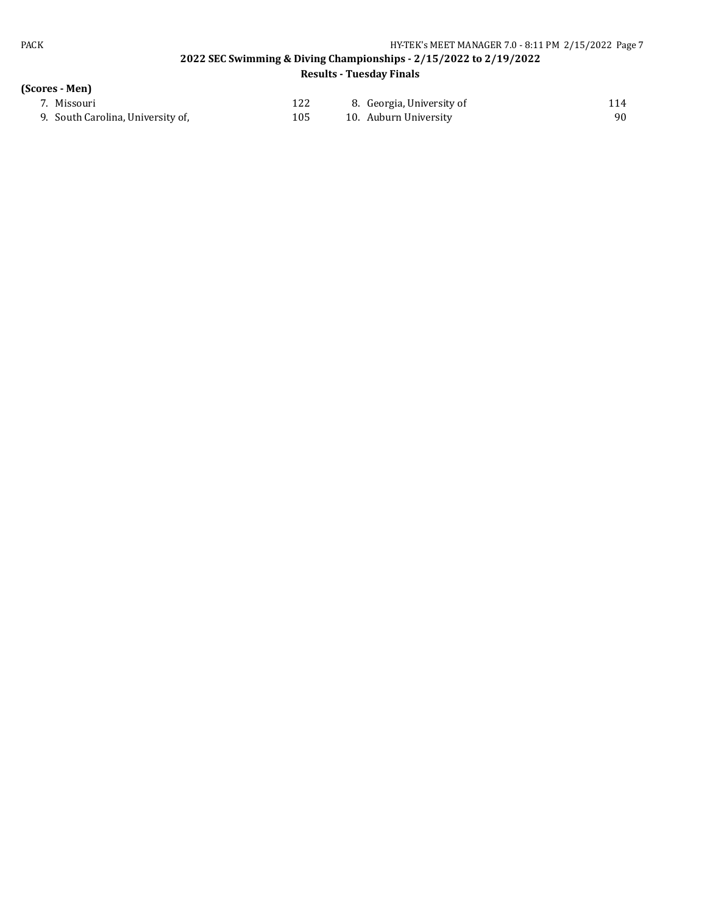**2022 SEC Swimming & Diving Championships - 2/15/2022 to 2/19/2022**

**Results - Tuesday Finals**

**(Scores - Men)**

| | | | |
|---|---|---|---|
| 7. Missouri | 122 | 8. Georgia, University of | 114 |
| 9. South Carolina, University of, | 105 | 10. Auburn University | 90 |